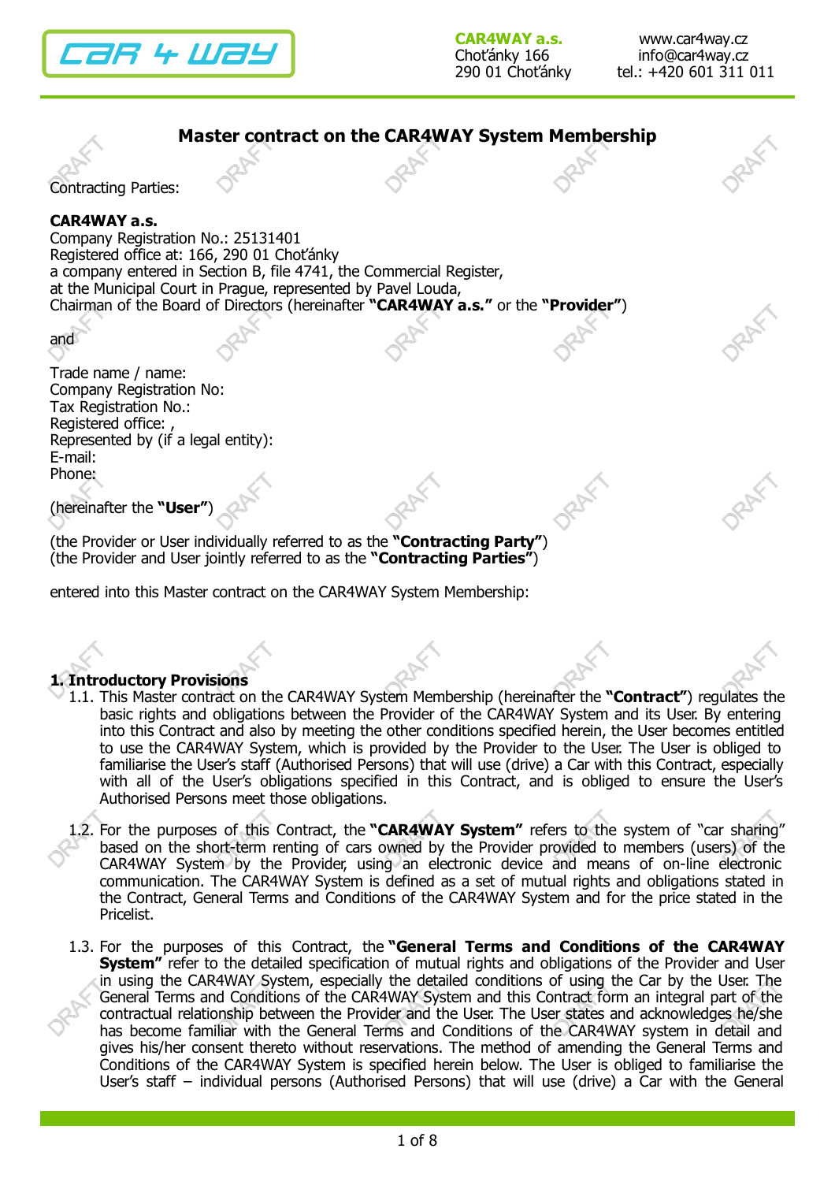# Master contract on the CAR4WAY System Membership

Contracting Parties:

**CAR4WAY a.s.**
Company Registration No.: 25131401
Registered office at: 166, 290 01 Choťánky
a company entered in Section B, file 4741, the Commercial Register,
at the Municipal Court in Prague, represented by Pavel Louda,
Chairman of the Board of Directors (hereinafter **"CAR4WAY a.s."** or the **"Provider"**)

and

Trade name / name:
Company Registration No:
Tax Registration No.:
Registered office: ,
Represented by (if a legal entity):
E-mail:
Phone:

(hereinafter the **"User"**)

(the Provider or User individually referred to as the **"Contracting Party"**)
(the Provider and User jointly referred to as the **"Contracting Parties"**)

entered into this Master contract on the CAR4WAY System Membership:

## 1. Introductory Provisions

1.1. This Master contract on the CAR4WAY System Membership (hereinafter the **"Contract"**) regulates the basic rights and obligations between the Provider of the CAR4WAY System and its User. By entering into this Contract and also by meeting the other conditions specified herein, the User becomes entitled to use the CAR4WAY System, which is provided by the Provider to the User. The User is obliged to familiarise the User's staff (Authorised Persons) that will use (drive) a Car with this Contract, especially with all of the User's obligations specified in this Contract, and is obliged to ensure the User's Authorised Persons meet those obligations.

1.2. For the purposes of this Contract, the **"CAR4WAY System"** refers to the system of "car sharing" based on the short-term renting of cars owned by the Provider provided to members (users) of the CAR4WAY System by the Provider, using an electronic device and means of on-line electronic communication. The CAR4WAY System is defined as a set of mutual rights and obligations stated in the Contract, General Terms and Conditions of the CAR4WAY System and for the price stated in the Pricelist.

1.3. For the purposes of this Contract, the **"General Terms and Conditions of the CAR4WAY System"** refer to the detailed specification of mutual rights and obligations of the Provider and User in using the CAR4WAY System, especially the detailed conditions of using the Car by the User. The General Terms and Conditions of the CAR4WAY System and this Contract form an integral part of the contractual relationship between the Provider and the User. The User states and acknowledges he/she has become familiar with the General Terms and Conditions of the CAR4WAY system in detail and gives his/her consent thereto without reservations. The method of amending the General Terms and Conditions of the CAR4WAY System is specified herein below. The User is obliged to familiarise the User's staff – individual persons (Authorised Persons) that will use (drive) a Car with the General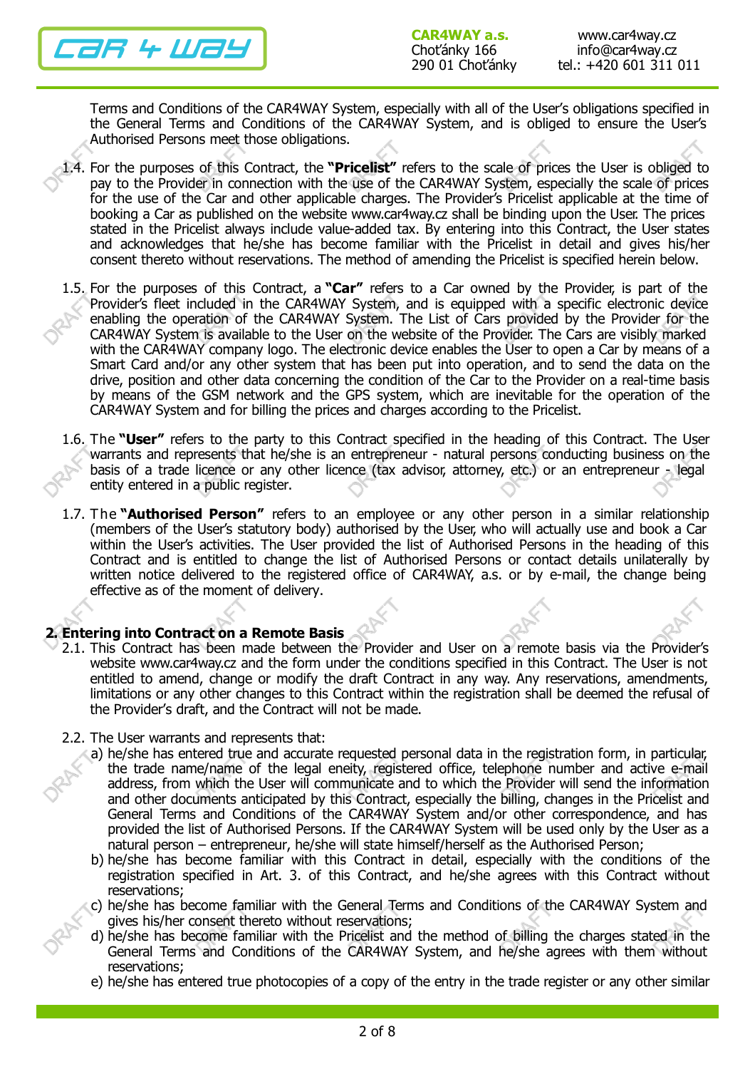Terms and Conditions of the CAR4WAY System, especially with all of the User's obligations specified in the General Terms and Conditions of the CAR4WAY System, and is obliged to ensure the User's Authorised Persons meet those obligations.

1.4. For the purposes of this Contract, the **"Pricelist"** refers to the scale of prices the User is obliged to pay to the Provider in connection with the use of the CAR4WAY System, especially the scale of prices for the use of the Car and other applicable charges. The Provider's Pricelist applicable at the time of booking a Car as published on the website www.car4way.cz shall be binding upon the User. The prices stated in the Pricelist always include value-added tax. By entering into this Contract, the User states and acknowledges that he/she has become familiar with the Pricelist in detail and gives his/her consent thereto without reservations. The method of amending the Pricelist is specified herein below.

1.5. For the purposes of this Contract, a **"Car"** refers to a Car owned by the Provider, is part of the Provider's fleet included in the CAR4WAY System, and is equipped with a specific electronic device enabling the operation of the CAR4WAY System. The List of Cars provided by the Provider for the CAR4WAY System is available to the User on the website of the Provider. The Cars are visibly marked with the CAR4WAY company logo. The electronic device enables the User to open a Car by means of a Smart Card and/or any other system that has been put into operation, and to send the data on the drive, position and other data concerning the condition of the Car to the Provider on a real-time basis by means of the GSM network and the GPS system, which are inevitable for the operation of the CAR4WAY System and for billing the prices and charges according to the Pricelist.

1.6. The **"User"** refers to the party to this Contract specified in the heading of this Contract. The User warrants and represents that he/she is an entrepreneur - natural persons conducting business on the basis of a trade licence or any other licence (tax advisor, attorney, etc.) or an entrepreneur - legal entity entered in a public register.

1.7. The **"Authorised Person"** refers to an employee or any other person in a similar relationship (members of the User's statutory body) authorised by the User, who will actually use and book a Car within the User's activities. The User provided the list of Authorised Persons in the heading of this Contract and is entitled to change the list of Authorised Persons or contact details unilaterally by written notice delivered to the registered office of CAR4WAY, a.s. or by e-mail, the change being effective as of the moment of delivery.

## 2. Entering into Contract on a Remote Basis

2.1. This Contract has been made between the Provider and User on a remote basis via the Provider's website www.car4way.cz and the form under the conditions specified in this Contract. The User is not entitled to amend, change or modify the draft Contract in any way. Any reservations, amendments, limitations or any other changes to this Contract within the registration shall be deemed the refusal of the Provider's draft, and the Contract will not be made.

2.2. The User warrants and represents that:

a) he/she has entered true and accurate requested personal data in the registration form, in particular, the trade name/name of the legal eneity, registered office, telephone number and active e-mail address, from which the User will communicate and to which the Provider will send the information and other documents anticipated by this Contract, especially the billing, changes in the Pricelist and General Terms and Conditions of the CAR4WAY System and/or other correspondence, and has provided the list of Authorised Persons. If the CAR4WAY System will be used only by the User as a natural person – entrepreneur, he/she will state himself/herself as the Authorised Person;

b) he/she has become familiar with this Contract in detail, especially with the conditions of the registration specified in Art. 3. of this Contract, and he/she agrees with this Contract without reservations;

c) he/she has become familiar with the General Terms and Conditions of the CAR4WAY System and gives his/her consent thereto without reservations;

d) he/she has become familiar with the Pricelist and the method of billing the charges stated in the General Terms and Conditions of the CAR4WAY System, and he/she agrees with them without reservations;

e) he/she has entered true photocopies of a copy of the entry in the trade register or any other similar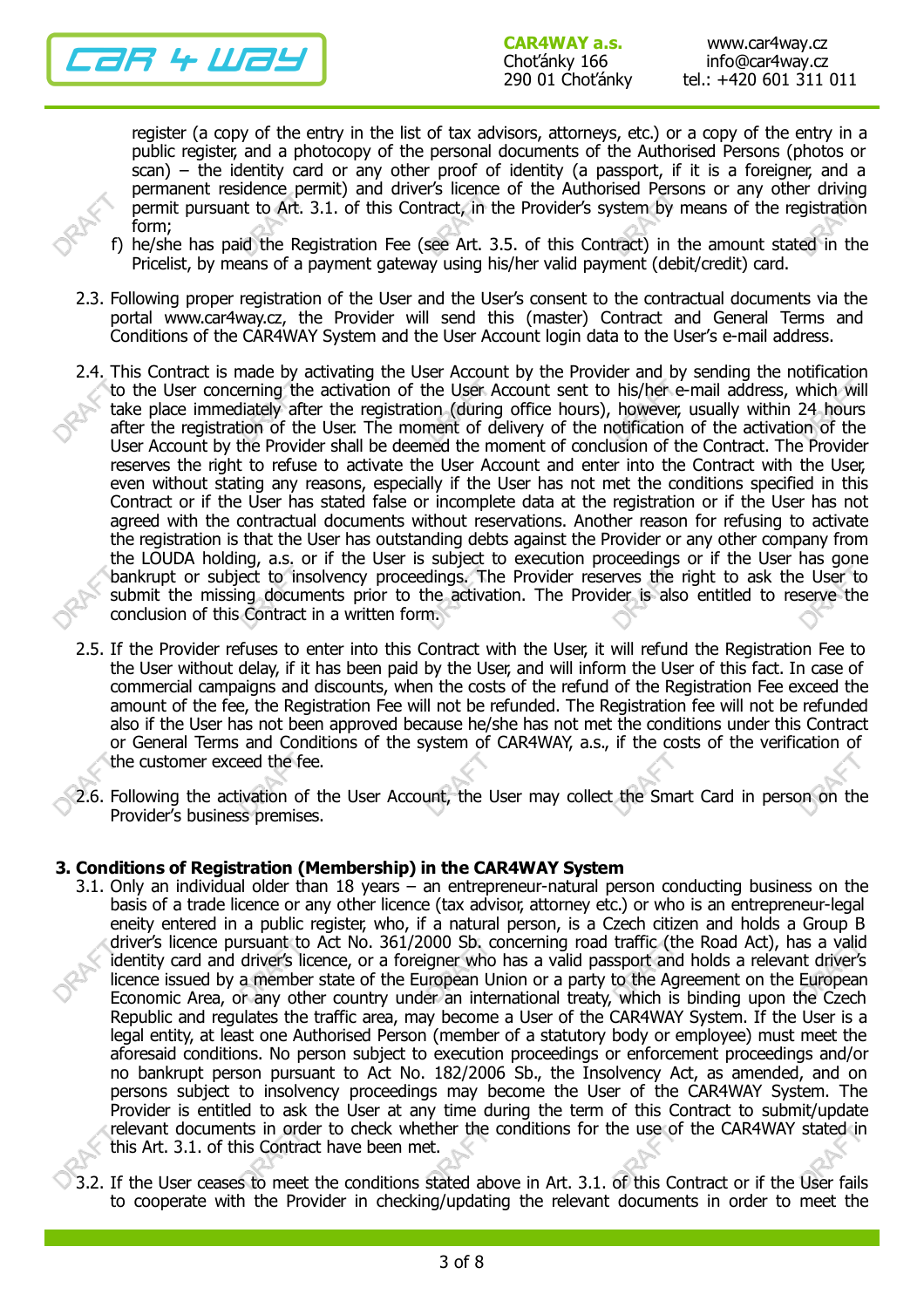register (a copy of the entry in the list of tax advisors, attorneys, etc.) or a copy of the entry in a public register, and a photocopy of the personal documents of the Authorised Persons (photos or scan) – the identity card or any other proof of identity (a passport, if it is a foreigner, and a permanent residence permit) and driver's licence of the Authorised Persons or any other driving permit pursuant to Art. 3.1. of this Contract, in the Provider's system by means of the registration form;

f) he/she has paid the Registration Fee (see Art. 3.5. of this Contract) in the amount stated in the Pricelist, by means of a payment gateway using his/her valid payment (debit/credit) card.

2.3. Following proper registration of the User and the User's consent to the contractual documents via the portal www.car4way.cz, the Provider will send this (master) Contract and General Terms and Conditions of the CAR4WAY System and the User Account login data to the User's e-mail address.

2.4. This Contract is made by activating the User Account by the Provider and by sending the notification to the User concerning the activation of the User Account sent to his/her e-mail address, which will take place immediately after the registration (during office hours), however, usually within 24 hours after the registration of the User. The moment of delivery of the notification of the activation of the User Account by the Provider shall be deemed the moment of conclusion of the Contract. The Provider reserves the right to refuse to activate the User Account and enter into the Contract with the User, even without stating any reasons, especially if the User has not met the conditions specified in this Contract or if the User has stated false or incomplete data at the registration or if the User has not agreed with the contractual documents without reservations. Another reason for refusing to activate the registration is that the User has outstanding debts against the Provider or any other company from the LOUDA holding, a.s. or if the User is subject to execution proceedings or if the User has gone bankrupt or subject to insolvency proceedings. The Provider reserves the right to ask the User to submit the missing documents prior to the activation. The Provider is also entitled to reserve the conclusion of this Contract in a written form.

2.5. If the Provider refuses to enter into this Contract with the User, it will refund the Registration Fee to the User without delay, if it has been paid by the User, and will inform the User of this fact. In case of commercial campaigns and discounts, when the costs of the refund of the Registration Fee exceed the amount of the fee, the Registration Fee will not be refunded. The Registration fee will not be refunded also if the User has not been approved because he/she has not met the conditions under this Contract or General Terms and Conditions of the system of CAR4WAY, a.s., if the costs of the verification of the customer exceed the fee.

2.6. Following the activation of the User Account, the User may collect the Smart Card in person on the Provider's business premises.

## 3. Conditions of Registration (Membership) in the CAR4WAY System

3.1. Only an individual older than 18 years – an entrepreneur-natural person conducting business on the basis of a trade licence or any other licence (tax advisor, attorney etc.) or who is an entrepreneur-legal eneity entered in a public register, who, if a natural person, is a Czech citizen and holds a Group B driver's licence pursuant to Act No. 361/2000 Sb. concerning road traffic (the Road Act), has a valid identity card and driver's licence, or a foreigner who has a valid passport and holds a relevant driver's licence issued by a member state of the European Union or a party to the Agreement on the European Economic Area, or any other country under an international treaty, which is binding upon the Czech Republic and regulates the traffic area, may become a User of the CAR4WAY System. If the User is a legal entity, at least one Authorised Person (member of a statutory body or employee) must meet the aforesaid conditions. No person subject to execution proceedings or enforcement proceedings and/or no bankrupt person pursuant to Act No. 182/2006 Sb., the Insolvency Act, as amended, and on persons subject to insolvency proceedings may become the User of the CAR4WAY System. The Provider is entitled to ask the User at any time during the term of this Contract to submit/update relevant documents in order to check whether the conditions for the use of the CAR4WAY stated in this Art. 3.1. of this Contract have been met.

3.2. If the User ceases to meet the conditions stated above in Art. 3.1. of this Contract or if the User fails to cooperate with the Provider in checking/updating the relevant documents in order to meet the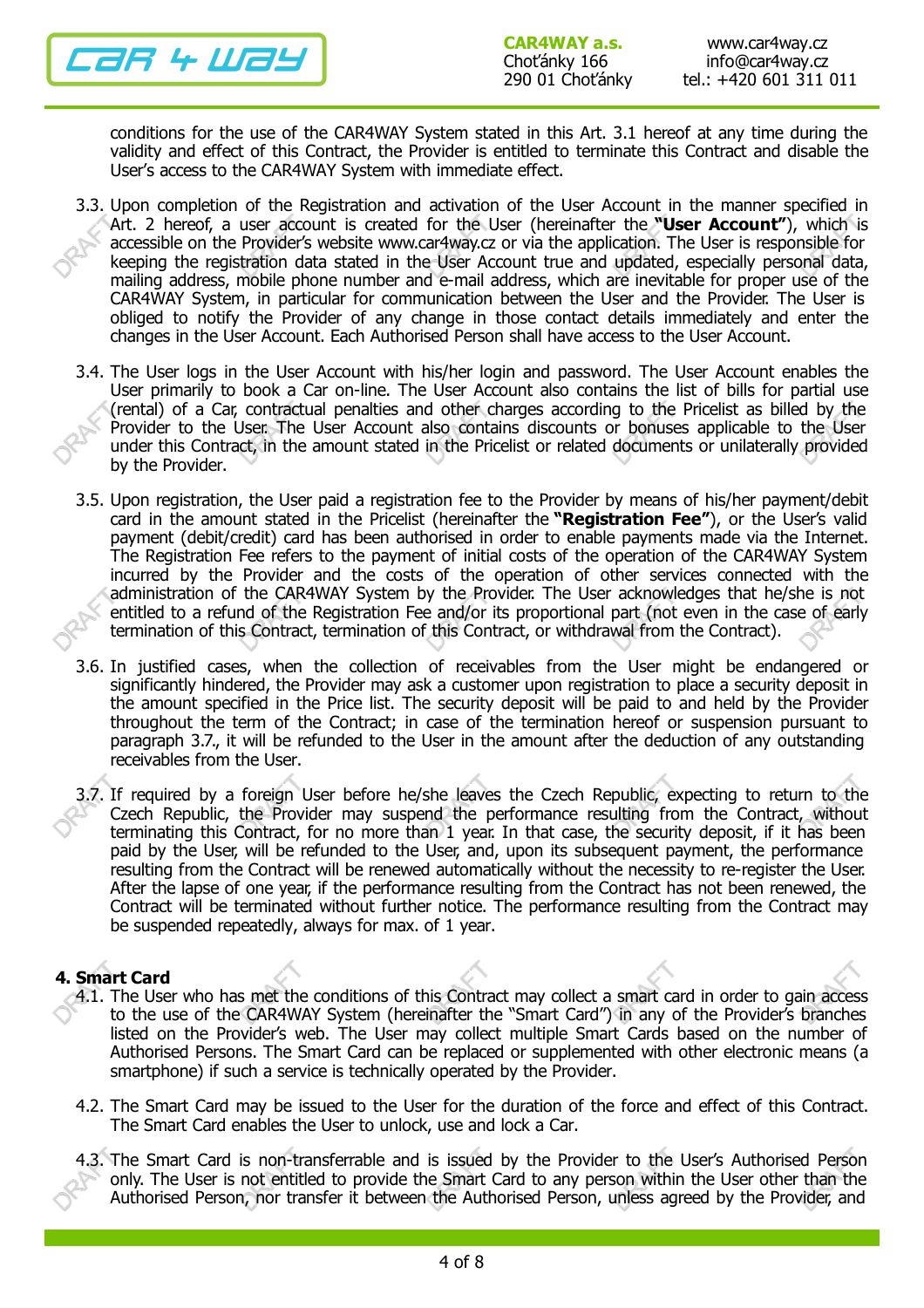conditions for the use of the CAR4WAY System stated in this Art. 3.1 hereof at any time during the validity and effect of this Contract, the Provider is entitled to terminate this Contract and disable the User's access to the CAR4WAY System with immediate effect.

3.3. Upon completion of the Registration and activation of the User Account in the manner specified in Art. 2 hereof, a user account is created for the User (hereinafter the **"User Account"**), which is accessible on the Provider's website www.car4way.cz or via the application. The User is responsible for keeping the registration data stated in the User Account true and updated, especially personal data, mailing address, mobile phone number and e-mail address, which are inevitable for proper use of the CAR4WAY System, in particular for communication between the User and the Provider. The User is obliged to notify the Provider of any change in those contact details immediately and enter the changes in the User Account. Each Authorised Person shall have access to the User Account.

3.4. The User logs in the User Account with his/her login and password. The User Account enables the User primarily to book a Car on-line. The User Account also contains the list of bills for partial use (rental) of a Car, contractual penalties and other charges according to the Pricelist as billed by the Provider to the User. The User Account also contains discounts or bonuses applicable to the User under this Contract, in the amount stated in the Pricelist or related documents or unilaterally provided by the Provider.

3.5. Upon registration, the User paid a registration fee to the Provider by means of his/her payment/debit card in the amount stated in the Pricelist (hereinafter the **"Registration Fee"**), or the User's valid payment (debit/credit) card has been authorised in order to enable payments made via the Internet. The Registration Fee refers to the payment of initial costs of the operation of the CAR4WAY System incurred by the Provider and the costs of the operation of other services connected with the administration of the CAR4WAY System by the Provider. The User acknowledges that he/she is not entitled to a refund of the Registration Fee and/or its proportional part (not even in the case of early termination of this Contract, termination of this Contract, or withdrawal from the Contract).

3.6. In justified cases, when the collection of receivables from the User might be endangered or significantly hindered, the Provider may ask a customer upon registration to place a security deposit in the amount specified in the Price list. The security deposit will be paid to and held by the Provider throughout the term of the Contract; in case of the termination hereof or suspension pursuant to paragraph 3.7., it will be refunded to the User in the amount after the deduction of any outstanding receivables from the User.

3.7. If required by a foreign User before he/she leaves the Czech Republic, expecting to return to the Czech Republic, the Provider may suspend the performance resulting from the Contract, without terminating this Contract, for no more than 1 year. In that case, the security deposit, if it has been paid by the User, will be refunded to the User, and, upon its subsequent payment, the performance resulting from the Contract will be renewed automatically without the necessity to re-register the User. After the lapse of one year, if the performance resulting from the Contract has not been renewed, the Contract will be terminated without further notice. The performance resulting from the Contract may be suspended repeatedly, always for max. of 1 year.

## 4. Smart Card

4.1. The User who has met the conditions of this Contract may collect a smart card in order to gain access to the use of the CAR4WAY System (hereinafter the "Smart Card") in any of the Provider's branches listed on the Provider's web. The User may collect multiple Smart Cards based on the number of Authorised Persons. The Smart Card can be replaced or supplemented with other electronic means (a smartphone) if such a service is technically operated by the Provider.

4.2. The Smart Card may be issued to the User for the duration of the force and effect of this Contract. The Smart Card enables the User to unlock, use and lock a Car.

4.3. The Smart Card is non-transferrable and is issued by the Provider to the User's Authorised Person only. The User is not entitled to provide the Smart Card to any person within the User other than the Authorised Person, nor transfer it between the Authorised Person, unless agreed by the Provider, and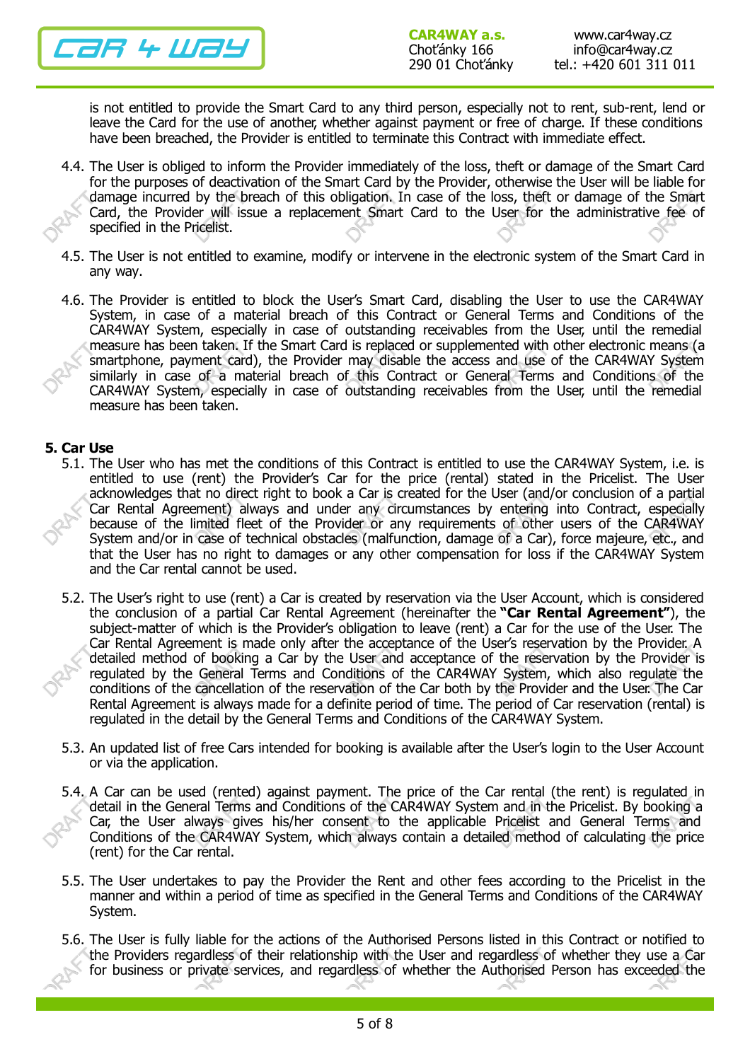is not entitled to provide the Smart Card to any third person, especially not to rent, sub-rent, lend or leave the Card for the use of another, whether against payment or free of charge. If these conditions have been breached, the Provider is entitled to terminate this Contract with immediate effect.

4.4. The User is obliged to inform the Provider immediately of the loss, theft or damage of the Smart Card for the purposes of deactivation of the Smart Card by the Provider, otherwise the User will be liable for damage incurred by the breach of this obligation. In case of the loss, theft or damage of the Smart Card, the Provider will issue a replacement Smart Card to the User for the administrative fee of specified in the Pricelist.

4.5. The User is not entitled to examine, modify or intervene in the electronic system of the Smart Card in any way.

4.6. The Provider is entitled to block the User's Smart Card, disabling the User to use the CAR4WAY System, in case of a material breach of this Contract or General Terms and Conditions of the CAR4WAY System, especially in case of outstanding receivables from the User, until the remedial measure has been taken. If the Smart Card is replaced or supplemented with other electronic means (a smartphone, payment card), the Provider may disable the access and use of the CAR4WAY System similarly in case of a material breach of this Contract or General Terms and Conditions of the CAR4WAY System, especially in case of outstanding receivables from the User, until the remedial measure has been taken.

## 5. Car Use

5.1. The User who has met the conditions of this Contract is entitled to use the CAR4WAY System, i.e. is entitled to use (rent) the Provider's Car for the price (rental) stated in the Pricelist. The User acknowledges that no direct right to book a Car is created for the User (and/or conclusion of a partial Car Rental Agreement) always and under any circumstances by entering into Contract, especially because of the limited fleet of the Provider or any requirements of other users of the CAR4WAY System and/or in case of technical obstacles (malfunction, damage of a Car), force majeure, etc., and that the User has no right to damages or any other compensation for loss if the CAR4WAY System and the Car rental cannot be used.

5.2. The User's right to use (rent) a Car is created by reservation via the User Account, which is considered the conclusion of a partial Car Rental Agreement (hereinafter the **"Car Rental Agreement"**), the subject-matter of which is the Provider's obligation to leave (rent) a Car for the use of the User. The Car Rental Agreement is made only after the acceptance of the User's reservation by the Provider. A detailed method of booking a Car by the User and acceptance of the reservation by the Provider is regulated by the General Terms and Conditions of the CAR4WAY System, which also regulate the conditions of the cancellation of the reservation of the Car both by the Provider and the User. The Car Rental Agreement is always made for a definite period of time. The period of Car reservation (rental) is regulated in the detail by the General Terms and Conditions of the CAR4WAY System.

5.3. An updated list of free Cars intended for booking is available after the User's login to the User Account or via the application.

5.4. A Car can be used (rented) against payment. The price of the Car rental (the rent) is regulated in detail in the General Terms and Conditions of the CAR4WAY System and in the Pricelist. By booking a Car, the User always gives his/her consent to the applicable Pricelist and General Terms and Conditions of the CAR4WAY System, which always contain a detailed method of calculating the price (rent) for the Car rental.

5.5. The User undertakes to pay the Provider the Rent and other fees according to the Pricelist in the manner and within a period of time as specified in the General Terms and Conditions of the CAR4WAY System.

5.6. The User is fully liable for the actions of the Authorised Persons listed in this Contract or notified to the Providers regardless of their relationship with the User and regardless of whether they use a Car for business or private services, and regardless of whether the Authorised Person has exceeded the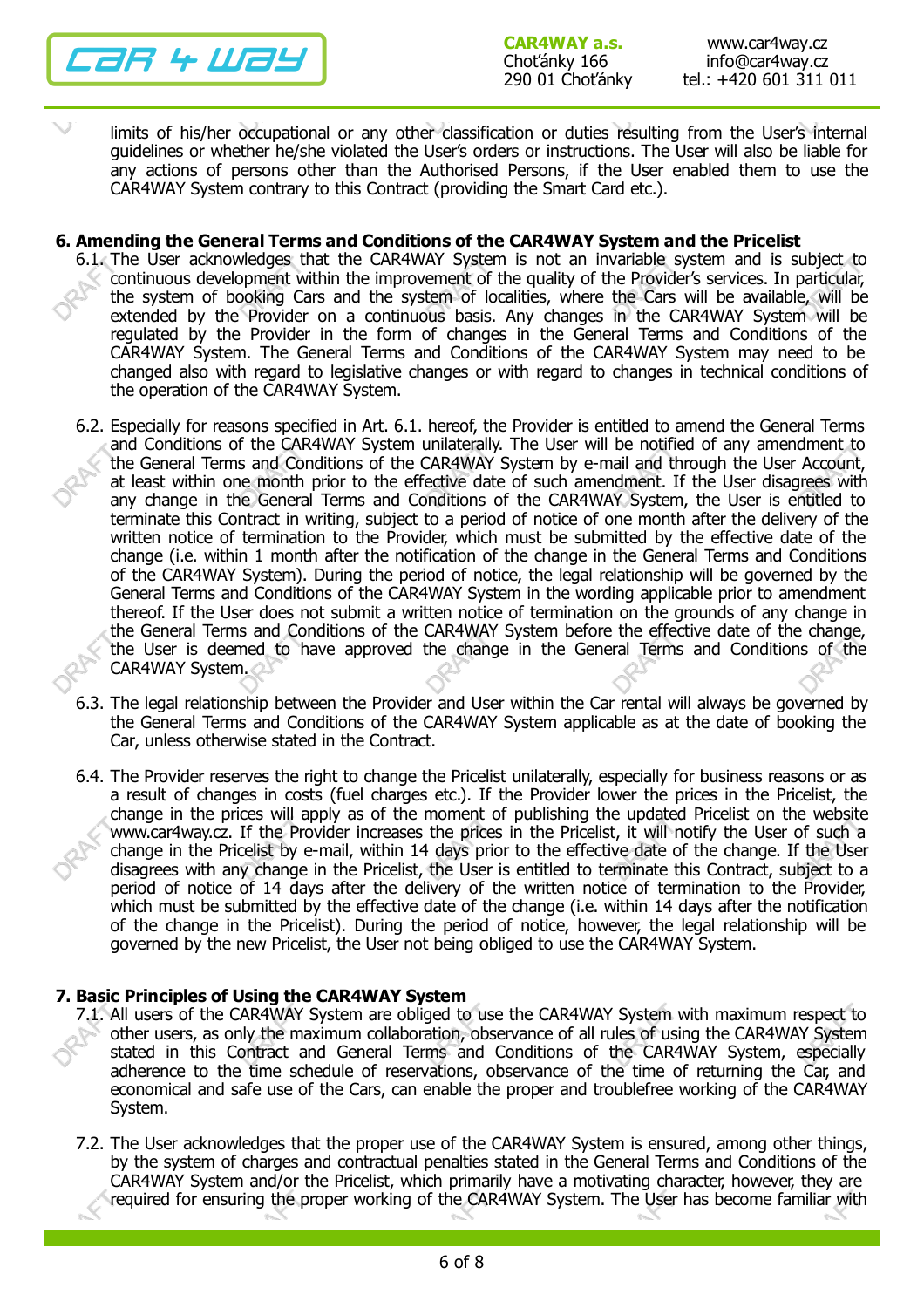limits of his/her occupational or any other classification or duties resulting from the User's internal guidelines or whether he/she violated the User's orders or instructions. The User will also be liable for any actions of persons other than the Authorised Persons, if the User enabled them to use the CAR4WAY System contrary to this Contract (providing the Smart Card etc.).

## 6. Amending the General Terms and Conditions of the CAR4WAY System and the Pricelist

6.1. The User acknowledges that the CAR4WAY System is not an invariable system and is subject to continuous development within the improvement of the quality of the Provider's services. In particular, the system of booking Cars and the system of localities, where the Cars will be available, will be extended by the Provider on a continuous basis. Any changes in the CAR4WAY System will be regulated by the Provider in the form of changes in the General Terms and Conditions of the CAR4WAY System. The General Terms and Conditions of the CAR4WAY System may need to be changed also with regard to legislative changes or with regard to changes in technical conditions of the operation of the CAR4WAY System.

6.2. Especially for reasons specified in Art. 6.1. hereof, the Provider is entitled to amend the General Terms and Conditions of the CAR4WAY System unilaterally. The User will be notified of any amendment to the General Terms and Conditions of the CAR4WAY System by e-mail and through the User Account, at least within one month prior to the effective date of such amendment. If the User disagrees with any change in the General Terms and Conditions of the CAR4WAY System, the User is entitled to terminate this Contract in writing, subject to a period of notice of one month after the delivery of the written notice of termination to the Provider, which must be submitted by the effective date of the change (i.e. within 1 month after the notification of the change in the General Terms and Conditions of the CAR4WAY System). During the period of notice, the legal relationship will be governed by the General Terms and Conditions of the CAR4WAY System in the wording applicable prior to amendment thereof. If the User does not submit a written notice of termination on the grounds of any change in the General Terms and Conditions of the CAR4WAY System before the effective date of the change, the User is deemed to have approved the change in the General Terms and Conditions of the CAR4WAY System.

6.3. The legal relationship between the Provider and User within the Car rental will always be governed by the General Terms and Conditions of the CAR4WAY System applicable as at the date of booking the Car, unless otherwise stated in the Contract.

6.4. The Provider reserves the right to change the Pricelist unilaterally, especially for business reasons or as a result of changes in costs (fuel charges etc.). If the Provider lower the prices in the Pricelist, the change in the prices will apply as of the moment of publishing the updated Pricelist on the website www.car4way.cz. If the Provider increases the prices in the Pricelist, it will notify the User of such a change in the Pricelist by e-mail, within 14 days prior to the effective date of the change. If the User disagrees with any change in the Pricelist, the User is entitled to terminate this Contract, subject to a period of notice of 14 days after the delivery of the written notice of termination to the Provider, which must be submitted by the effective date of the change (i.e. within 14 days after the notification of the change in the Pricelist). During the period of notice, however, the legal relationship will be governed by the new Pricelist, the User not being obliged to use the CAR4WAY System.

## 7. Basic Principles of Using the CAR4WAY System

7.1. All users of the CAR4WAY System are obliged to use the CAR4WAY System with maximum respect to other users, as only the maximum collaboration, observance of all rules of using the CAR4WAY System stated in this Contract and General Terms and Conditions of the CAR4WAY System, especially adherence to the time schedule of reservations, observance of the time of returning the Car, and economical and safe use of the Cars, can enable the proper and troublefree working of the CAR4WAY System.

7.2. The User acknowledges that the proper use of the CAR4WAY System is ensured, among other things, by the system of charges and contractual penalties stated in the General Terms and Conditions of the CAR4WAY System and/or the Pricelist, which primarily have a motivating character, however, they are required for ensuring the proper working of the CAR4WAY System. The User has become familiar with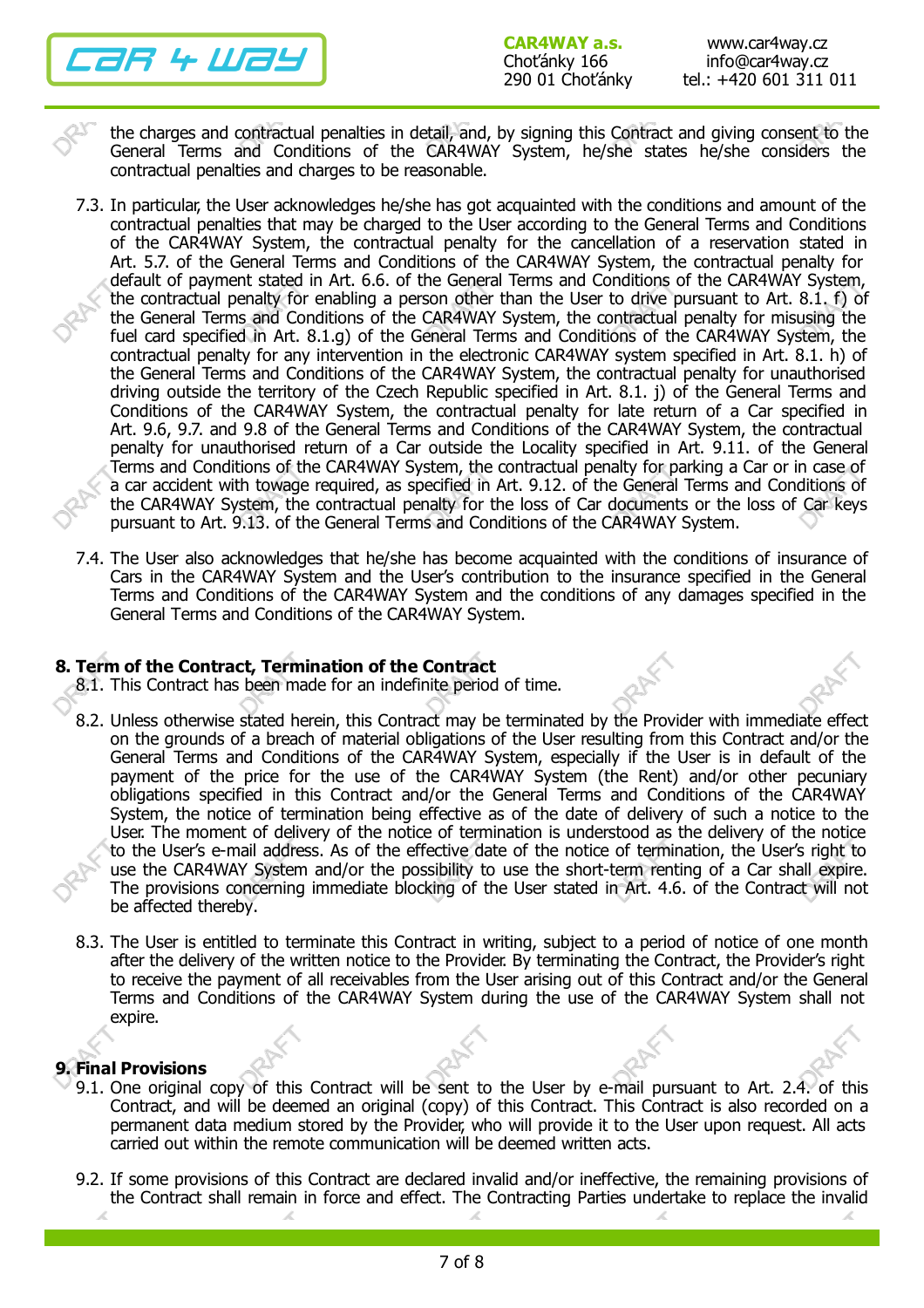the charges and contractual penalties in detail, and, by signing this Contract and giving consent to the General Terms and Conditions of the CAR4WAY System, he/she states he/she considers the contractual penalties and charges to be reasonable.

7.3. In particular, the User acknowledges he/she has got acquainted with the conditions and amount of the contractual penalties that may be charged to the User according to the General Terms and Conditions of the CAR4WAY System, the contractual penalty for the cancellation of a reservation stated in Art. 5.7. of the General Terms and Conditions of the CAR4WAY System, the contractual penalty for default of payment stated in Art. 6.6. of the General Terms and Conditions of the CAR4WAY System, the contractual penalty for enabling a person other than the User to drive pursuant to Art. 8.1. f) of the General Terms and Conditions of the CAR4WAY System, the contractual penalty for misusing the fuel card specified in Art. 8.1.g) of the General Terms and Conditions of the CAR4WAY System, the contractual penalty for any intervention in the electronic CAR4WAY system specified in Art. 8.1. h) of the General Terms and Conditions of the CAR4WAY System, the contractual penalty for unauthorised driving outside the territory of the Czech Republic specified in Art. 8.1. j) of the General Terms and Conditions of the CAR4WAY System, the contractual penalty for late return of a Car specified in Art. 9.6, 9.7. and 9.8 of the General Terms and Conditions of the CAR4WAY System, the contractual penalty for unauthorised return of a Car outside the Locality specified in Art. 9.11. of the General Terms and Conditions of the CAR4WAY System, the contractual penalty for parking a Car or in case of a car accident with towage required, as specified in Art. 9.12. of the General Terms and Conditions of the CAR4WAY System, the contractual penalty for the loss of Car documents or the loss of Car keys pursuant to Art. 9.13. of the General Terms and Conditions of the CAR4WAY System.

7.4. The User also acknowledges that he/she has become acquainted with the conditions of insurance of Cars in the CAR4WAY System and the User's contribution to the insurance specified in the General Terms and Conditions of the CAR4WAY System and the conditions of any damages specified in the General Terms and Conditions of the CAR4WAY System.

## 8. Term of the Contract, Termination of the Contract

8.1. This Contract has been made for an indefinite period of time.

8.2. Unless otherwise stated herein, this Contract may be terminated by the Provider with immediate effect on the grounds of a breach of material obligations of the User resulting from this Contract and/or the General Terms and Conditions of the CAR4WAY System, especially if the User is in default of the payment of the price for the use of the CAR4WAY System (the Rent) and/or other pecuniary obligations specified in this Contract and/or the General Terms and Conditions of the CAR4WAY System, the notice of termination being effective as of the date of delivery of such a notice to the User. The moment of delivery of the notice of termination is understood as the delivery of the notice to the User's e-mail address. As of the effective date of the notice of termination, the User's right to use the CAR4WAY System and/or the possibility to use the short-term renting of a Car shall expire. The provisions concerning immediate blocking of the User stated in Art. 4.6. of the Contract will not be affected thereby.

8.3. The User is entitled to terminate this Contract in writing, subject to a period of notice of one month after the delivery of the written notice to the Provider. By terminating the Contract, the Provider's right to receive the payment of all receivables from the User arising out of this Contract and/or the General Terms and Conditions of the CAR4WAY System during the use of the CAR4WAY System shall not expire.

## 9. Final Provisions

9.1. One original copy of this Contract will be sent to the User by e-mail pursuant to Art. 2.4. of this Contract, and will be deemed an original (copy) of this Contract. This Contract is also recorded on a permanent data medium stored by the Provider, who will provide it to the User upon request. All acts carried out within the remote communication will be deemed written acts.

9.2. If some provisions of this Contract are declared invalid and/or ineffective, the remaining provisions of the Contract shall remain in force and effect. The Contracting Parties undertake to replace the invalid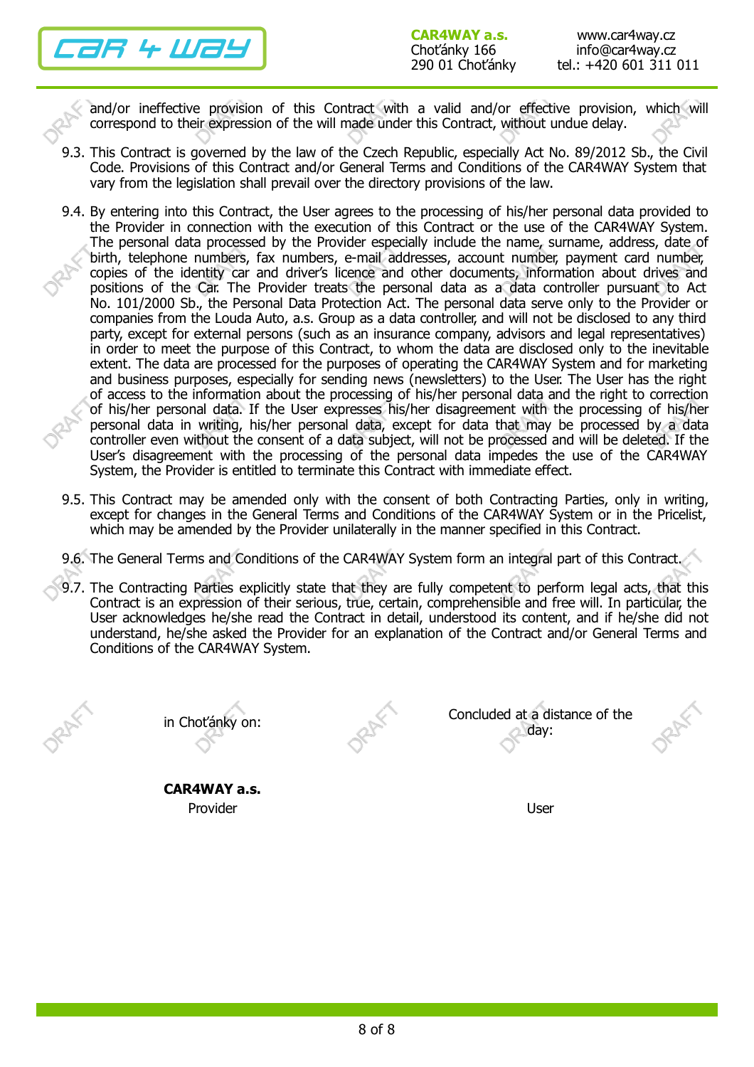and/or ineffective provision of this Contract with a valid and/or effective provision, which will correspond to their expression of the will made under this Contract, without undue delay.

9.3. This Contract is governed by the law of the Czech Republic, especially Act No. 89/2012 Sb., the Civil Code. Provisions of this Contract and/or General Terms and Conditions of the CAR4WAY System that vary from the legislation shall prevail over the directory provisions of the law.

9.4. By entering into this Contract, the User agrees to the processing of his/her personal data provided to the Provider in connection with the execution of this Contract or the use of the CAR4WAY System. The personal data processed by the Provider especially include the name, surname, address, date of birth, telephone numbers, fax numbers, e-mail addresses, account number, payment card number, copies of the identity car and driver's licence and other documents, information about drives and positions of the Car. The Provider treats the personal data as a data controller pursuant to Act No. 101/2000 Sb., the Personal Data Protection Act. The personal data serve only to the Provider or companies from the Louda Auto, a.s. Group as a data controller, and will not be disclosed to any third party, except for external persons (such as an insurance company, advisors and legal representatives) in order to meet the purpose of this Contract, to whom the data are disclosed only to the inevitable extent. The data are processed for the purposes of operating the CAR4WAY System and for marketing and business purposes, especially for sending news (newsletters) to the User. The User has the right of access to the information about the processing of his/her personal data and the right to correction of his/her personal data. If the User expresses his/her disagreement with the processing of his/her personal data in writing, his/her personal data, except for data that may be processed by a data controller even without the consent of a data subject, will not be processed and will be deleted. If the User's disagreement with the processing of the personal data impedes the use of the CAR4WAY System, the Provider is entitled to terminate this Contract with immediate effect.

9.5. This Contract may be amended only with the consent of both Contracting Parties, only in writing, except for changes in the General Terms and Conditions of the CAR4WAY System or in the Pricelist, which may be amended by the Provider unilaterally in the manner specified in this Contract.

9.6. The General Terms and Conditions of the CAR4WAY System form an integral part of this Contract.

9.7. The Contracting Parties explicitly state that they are fully competent to perform legal acts, that this Contract is an expression of their serious, true, certain, comprehensible and free will. In particular, the User acknowledges he/she read the Contract in detail, understood its content, and if he/she did not understand, he/she asked the Provider for an explanation of the Contract and/or General Terms and Conditions of the CAR4WAY System.

| | |
|---|---|
| in Choťánky on: | Concluded at a distance of the day: |
| **CAR4WAY a.s.** Provider | User |